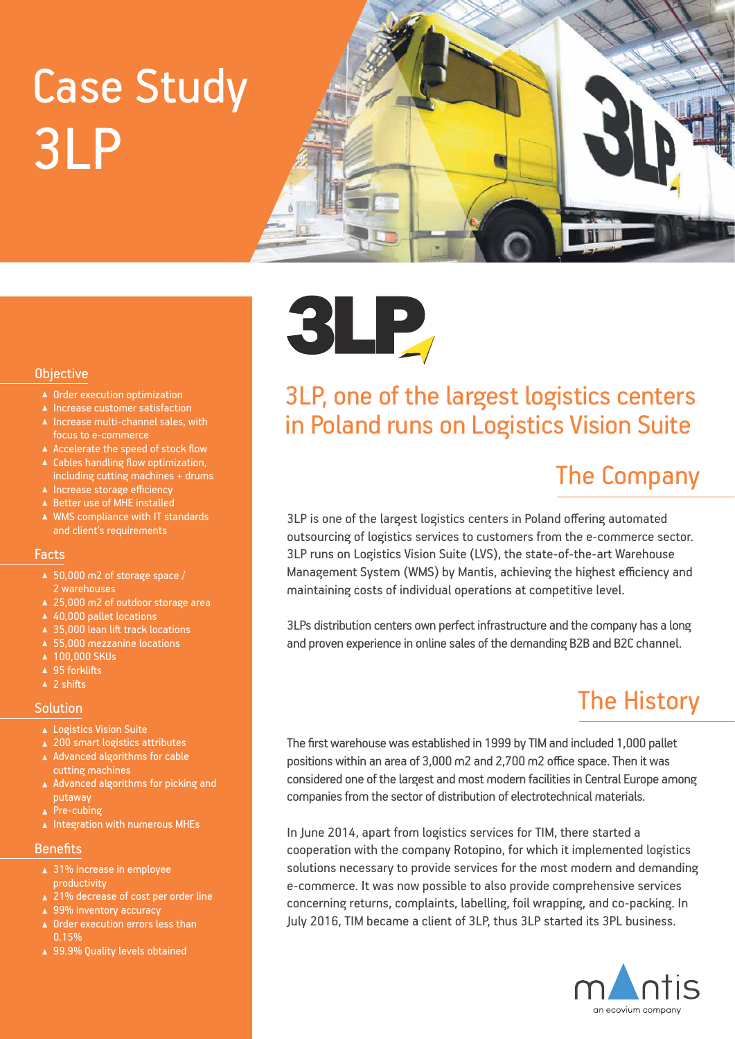# Case Study 3LP

## 3LP, one of the largest logistics centers in Poland runs on Logistics Vision Suite

### Objective

- Order execution optimization
- Increase customer satisfaction
- Increase multi-channel sales, with focus to e-commerce
- Accelerate the speed of stock flow
- Cables handling flow optimization, including cutting machines + drums
- Increase storage efficiency
- Better use of MHE installed
- WMS compliance with IT standards and client's requirements

### Facts

- 50,000 m2 of storage space / 2 warehouses
- 25,000 m2 of outdoor storage area
- 40,000 pallet locations
- 35,000 lean lift track locations
- 55,000 mezzanine locations
- 100,000 SKUs
- 95 forklifts
- 2 shifts

### Solution

- Logistics Vision Suite
- 200 smart logistics attributes
- Advanced algorithms for cable cutting machines
- Advanced algorithms for picking and putaway
- Pre-cubing
- Integration with numerous MHEs

### Benefits

- 31% increase in employee productivity
- 21% decrease of cost per order line
- 99% inventory accuracy
- Order execution errors less than 0.15%
- 99.9% Quality levels obtained

## The Company

3LP is one of the largest logistics centers in Poland offering automated outsourcing of logistics services to customers from the e-commerce sector. 3LP runs on Logistics Vision Suite (LVS), the state-of-the-art Warehouse Management System (WMS) by Mantis, achieving the highest efficiency and maintaining costs of individual operations at competitive level.

3LPs distribution centers own perfect infrastructure and the company has a long and proven experience in online sales of the demanding B2B and B2C channel.

## The History

The first warehouse was established in 1999 by TIM and included 1,000 pallet positions within an area of 3,000 m2 and 2,700 m2 office space. Then it was considered one of the largest and most modern facilities in Central Europe among companies from the sector of distribution of electrotechnical materials.

In June 2014, apart from logistics services for TIM, there started a cooperation with the company Rotopino, for which it implemented logistics solutions necessary to provide services for the most modern and demanding e-commerce. It was now possible to also provide comprehensive services concerning returns, complaints, labelling, foil wrapping, and co-packing. In July 2016, TIM became a client of 3LP, thus 3LP started its 3PL business.

mantis – an ecovium company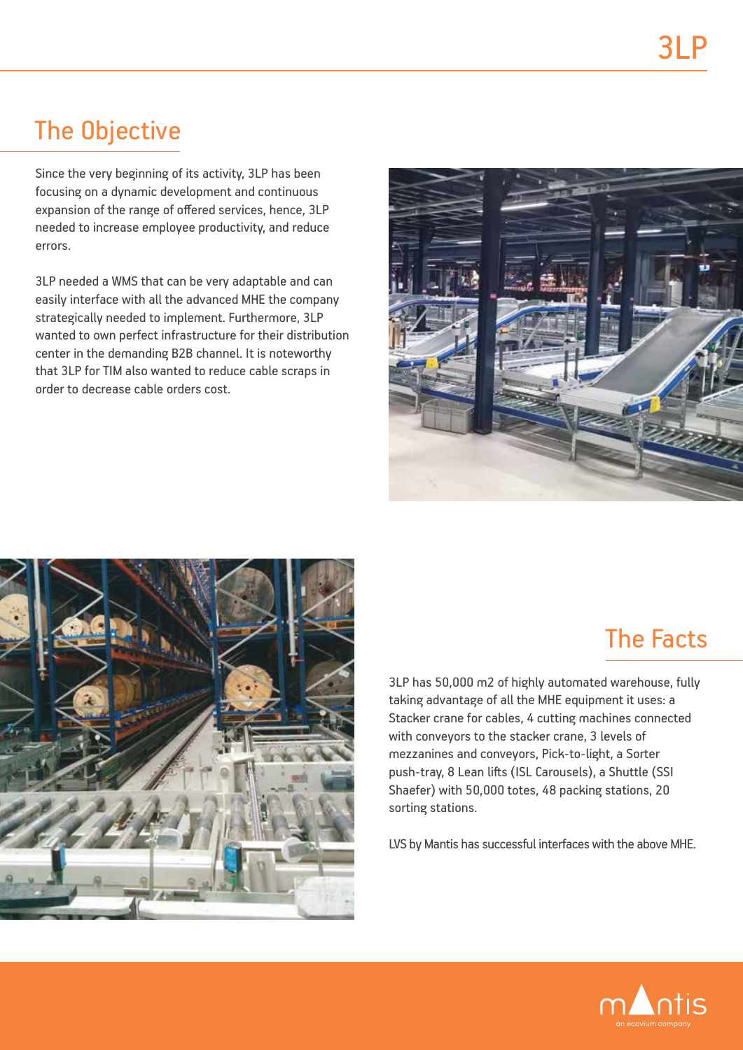## The Objective

Since the very beginning of its activity, 3LP has been focusing on a dynamic development and continuous expansion of the range of offered services, hence, 3LP needed to increase employee productivity, and reduce errors.

3LP needed a WMS that can be very adaptable and can easily interface with all the advanced MHE the company strategically needed to implement. Furthermore, 3LP wanted to own perfect infrastructure for their distribution center in the demanding B2B channel. It is noteworthy that 3LP for TIM also wanted to reduce cable scraps in order to decrease cable orders cost.

## The Facts

3LP has 50,000 m2 of highly automated warehouse, fully taking advantage of all the MHE equipment it uses: a Stacker crane for cables, 4 cutting machines connected with conveyors to the stacker crane, 3 levels of mezzanines and conveyors, Pick-to-light, a Sorter push-tray, 8 Lean lifts (ISL Carousels), a Shuttle (SSI Shaefer) with 50,000 totes, 48 packing stations, 20 sorting stations.

LVS by Mantis has successful interfaces with the above MHE.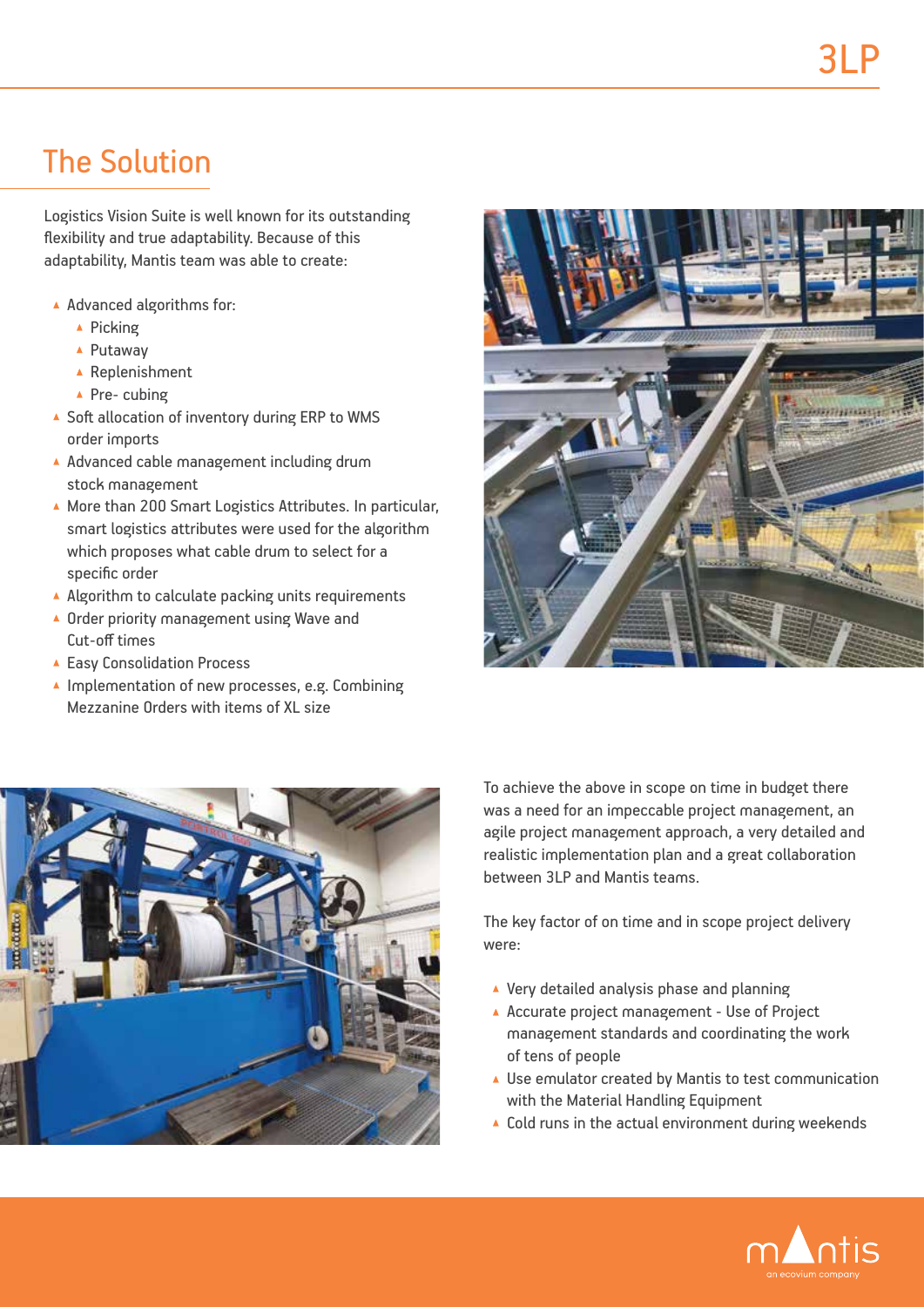## The Solution

Logistics Vision Suite is well known for its outstanding flexibility and true adaptability. Because of this adaptability, Mantis team was able to create:

- Advanced algorithms for:
  - Picking
  - Putaway
  - Replenishment
  - Pre- cubing
- Soft allocation of inventory during ERP to WMS order imports
- Advanced cable management including drum stock management
- More than 200 Smart Logistics Attributes. In particular, smart logistics attributes were used for the algorithm which proposes what cable drum to select for a specific order
- Algorithm to calculate packing units requirements
- Order priority management using Wave and Cut-off times
- Easy Consolidation Process
- Implementation of new processes, e.g. Combining Mezzanine Orders with items of XL size

To achieve the above in scope on time in budget there was a need for an impeccable project management, an agile project management approach, a very detailed and realistic implementation plan and a great collaboration between 3LP and Mantis teams.

The key factor of on time and in scope project delivery were:

- Very detailed analysis phase and planning
- Accurate project management - Use of Project management standards and coordinating the work of tens of people
- Use emulator created by Mantis to test communication with the Material Handling Equipment
- Cold runs in the actual environment during weekends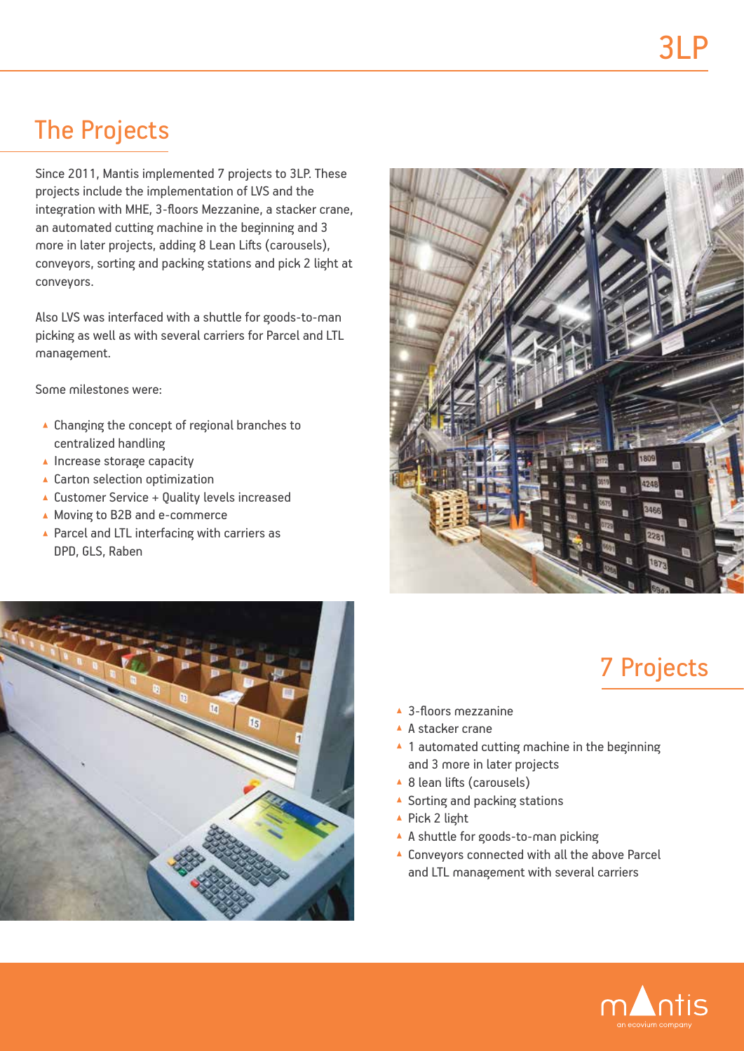# 3LP

## The Projects

Since 2011, Mantis implemented 7 projects to 3LP. These projects include the implementation of LVS and the integration with MHE, 3-floors Mezzanine, a stacker crane, an automated cutting machine in the beginning and 3 more in later projects, adding 8 Lean Lifts (carousels), conveyors, sorting and packing stations and pick 2 light at conveyors.

Also LVS was interfaced with a shuttle for goods-to-man picking as well as with several carriers for Parcel and LTL management.

Some milestones were:

- Changing the concept of regional branches to centralized handling
- Increase storage capacity
- Carton selection optimization
- Customer Service + Quality levels increased
- Moving to B2B and e-commerce
- Parcel and LTL interfacing with carriers as DPD, GLS, Raben

## 7 Projects

- 3-floors mezzanine
- A stacker crane
- 1 automated cutting machine in the beginning and 3 more in later projects
- 8 lean lifts (carousels)
- Sorting and packing stations
- Pick 2 light
- A shuttle for goods-to-man picking
- Conveyors connected with all the above Parcel and LTL management with several carriers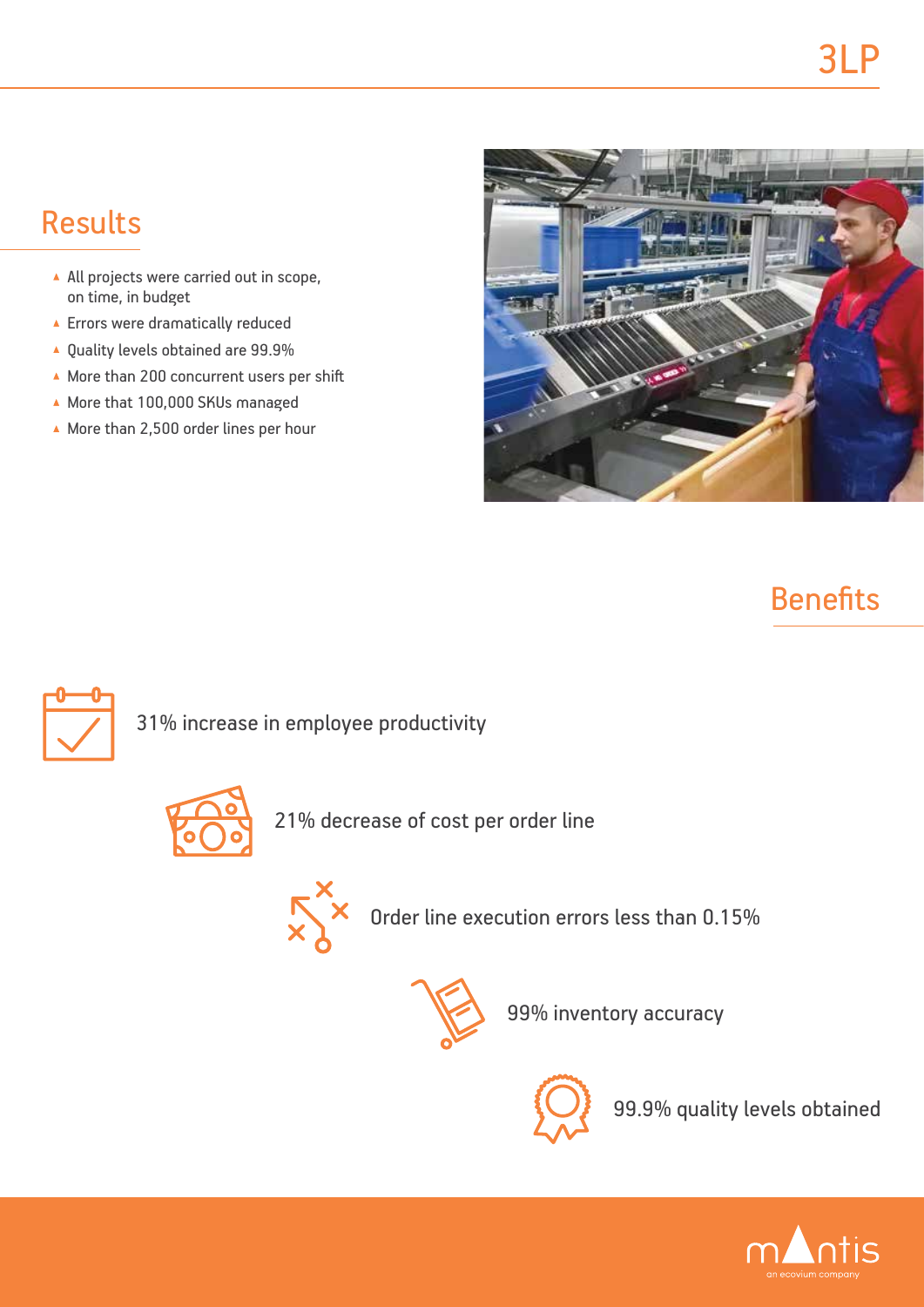# 3LP

## Results

- All projects were carried out in scope, on time, in budget
- Errors were dramatically reduced
- Quality levels obtained are 99.9%
- More than 200 concurrent users per shift
- More that 100,000 SKUs managed
- More than 2,500 order lines per hour

## Benefits

- 31% increase in employee productivity
- 21% decrease of cost per order line
- Order line execution errors less than 0.15%
- 99% inventory accuracy
- 99.9% quality levels obtained

mantis
an ecovium company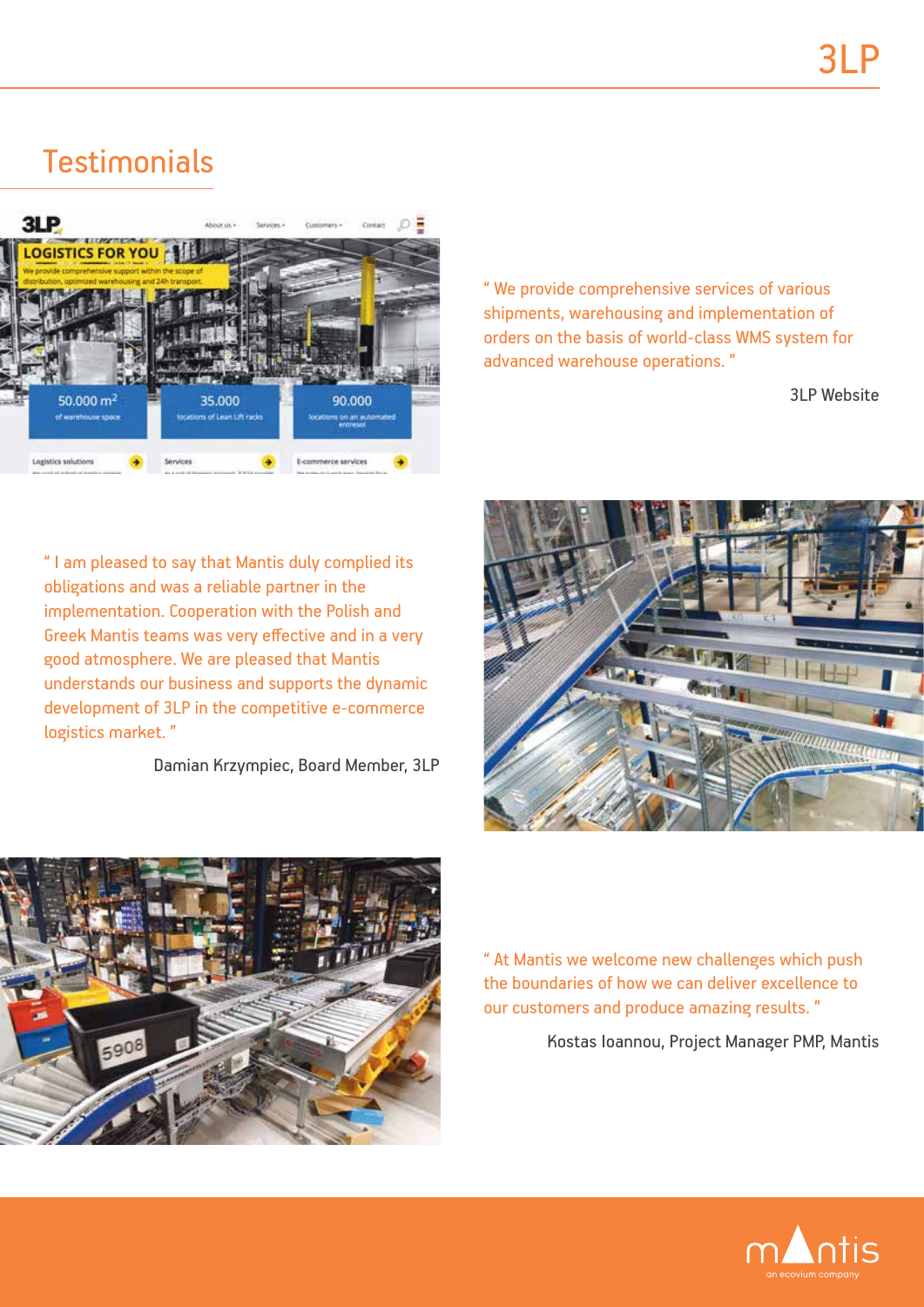## Testimonials

" We provide comprehensive services of various shipments, warehousing and implementation of orders on the basis of world-class WMS system for advanced warehouse operations. "

3LP Website

" I am pleased to say that Mantis duly complied its obligations and was a reliable partner in the implementation. Cooperation with the Polish and Greek Mantis teams was very effective and in a very good atmosphere. We are pleased that Mantis understands our business and supports the dynamic development of 3LP in the competitive e-commerce logistics market. "

Damian Krzympiec, Board Member, 3LP

" At Mantis we welcome new challenges which push the boundaries of how we can deliver excellence to our customers and produce amazing results. "

Kostas Ioannou, Project Manager PMP, Mantis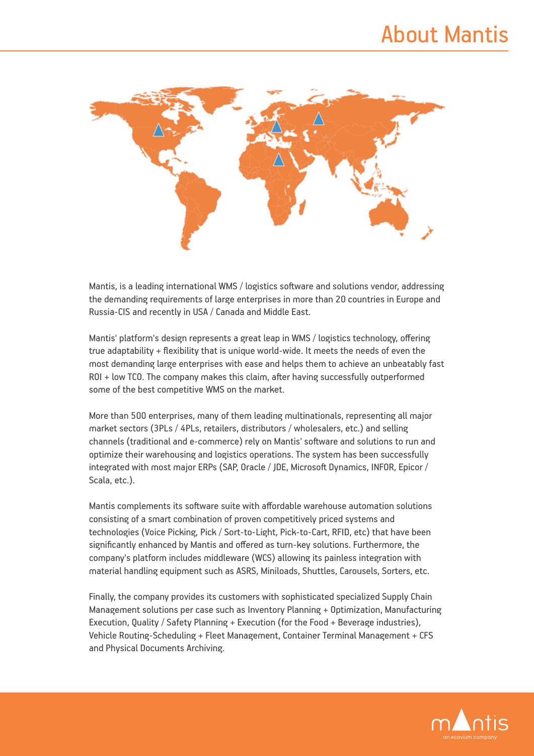# About Mantis

Mantis, is a leading international WMS / logistics software and solutions vendor, addressing the demanding requirements of large enterprises in more than 20 countries in Europe and Russia-CIS and recently in USA / Canada and Middle East.

Mantis' platform's design represents a great leap in WMS / logistics technology, offering true adaptability + flexibility that is unique world-wide. It meets the needs of even the most demanding large enterprises with ease and helps them to achieve an unbeatably fast ROI + low TCO. The company makes this claim, after having successfully outperformed some of the best competitive WMS on the market.

More than 500 enterprises, many of them leading multinationals, representing all major market sectors (3PLs / 4PLs, retailers, distributors / wholesalers, etc.) and selling channels (traditional and e-commerce) rely on Mantis' software and solutions to run and optimize their warehousing and logistics operations. The system has been successfully integrated with most major ERPs (SAP, Oracle / JDE, Microsoft Dynamics, INFOR, Epicor / Scala, etc.).

Mantis complements its software suite with affordable warehouse automation solutions consisting of a smart combination of proven competitively priced systems and technologies (Voice Picking, Pick / Sort-to-Light, Pick-to-Cart, RFID, etc) that have been significantly enhanced by Mantis and offered as turn-key solutions. Furthermore, the company's platform includes middleware (WCS) allowing its painless integration with material handling equipment such as ASRS, Miniloads, Shuttles, Carousels, Sorters, etc.

Finally, the company provides its customers with sophisticated specialized Supply Chain Management solutions per case such as Inventory Planning + Optimization, Manufacturing Execution, Quality / Safety Planning + Execution (for the Food + Beverage industries), Vehicle Routing-Scheduling + Fleet Management, Container Terminal Management + CFS and Physical Documents Archiving.

mantis
an ecovium company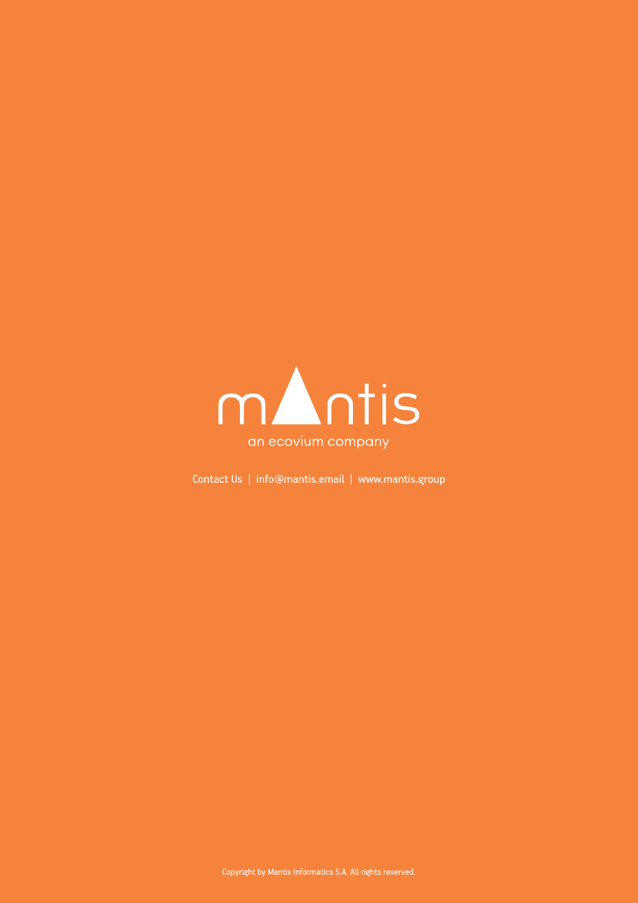mantis

an ecovium company

Contact Us | info@mantis.email | www.mantis.group

Copyright by Mantis Informatics S.A. All rights reserved.